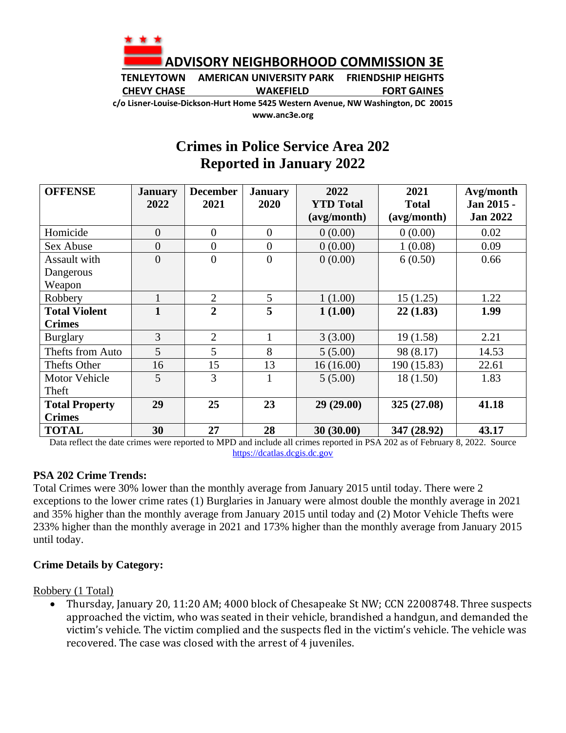# ADVISORY NEIGHBORHOOD COMMISSION 3E

**TENLEYTOWN AMERICAN UNIVERSITY PARK FRIENDSHIP HEIGHTS**
**CHEVY CHASE WAKEFIELD FORT GAINES**

**c/o Lisner-Louise-Dickson-Hurt Home 5425 Western Avenue, NW Washington, DC 20015**
**www.anc3e.org**

## Crimes in Police Service Area 202 Reported in January 2022

| OFFENSE | January 2022 | December 2021 | January 2020 | 2022 YTD Total (avg/month) | 2021 Total (avg/month) | Avg/month Jan 2015 - Jan 2022 |
|---|---|---|---|---|---|---|
| Homicide | 0 | 0 | 0 | 0 (0.00) | 0 (0.00) | 0.02 |
| Sex Abuse | 0 | 0 | 0 | 0 (0.00) | 1 (0.08) | 0.09 |
| Assault with Dangerous Weapon | 0 | 0 | 0 | 0 (0.00) | 6 (0.50) | 0.66 |
| Robbery | 1 | 2 | 5 | 1 (1.00) | 15 (1.25) | 1.22 |
| **Total Violent Crimes** | **1** | **2** | **5** | **1 (1.00)** | **22 (1.83)** | **1.99** |
| Burglary | 3 | 2 | 1 | 3 (3.00) | 19 (1.58) | 2.21 |
| Thefts from Auto | 5 | 5 | 8 | 5 (5.00) | 98 (8.17) | 14.53 |
| Thefts Other | 16 | 15 | 13 | 16 (16.00) | 190 (15.83) | 22.61 |
| Motor Vehicle Theft | 5 | 3 | 1 | 5 (5.00) | 18 (1.50) | 1.83 |
| **Total Property Crimes** | **29** | **25** | **23** | **29 (29.00)** | **325 (27.08)** | **41.18** |
| **TOTAL** | **30** | **27** | **28** | **30 (30.00)** | **347 (28.92)** | **43.17** |

Data reflect the date crimes were reported to MPD and include all crimes reported in PSA 202 as of February 8, 2022. Source https://dcatlas.dcgis.dc.gov

**PSA 202 Crime Trends:**

Total Crimes were 30% lower than the monthly average from January 2015 until today. There were 2 exceptions to the lower crime rates (1) Burglaries in January were almost double the monthly average in 2021 and 35% higher than the monthly average from January 2015 until today and (2) Motor Vehicle Thefts were 233% higher than the monthly average in 2021 and 173% higher than the monthly average from January 2015 until today.

**Crime Details by Category:**

Robbery (1 Total)

- Thursday, January 20, 11:20 AM; 4000 block of Chesapeake St NW; CCN 22008748. Three suspects approached the victim, who was seated in their vehicle, brandished a handgun, and demanded the victim's vehicle. The victim complied and the suspects fled in the victim's vehicle. The vehicle was recovered. The case was closed with the arrest of 4 juveniles.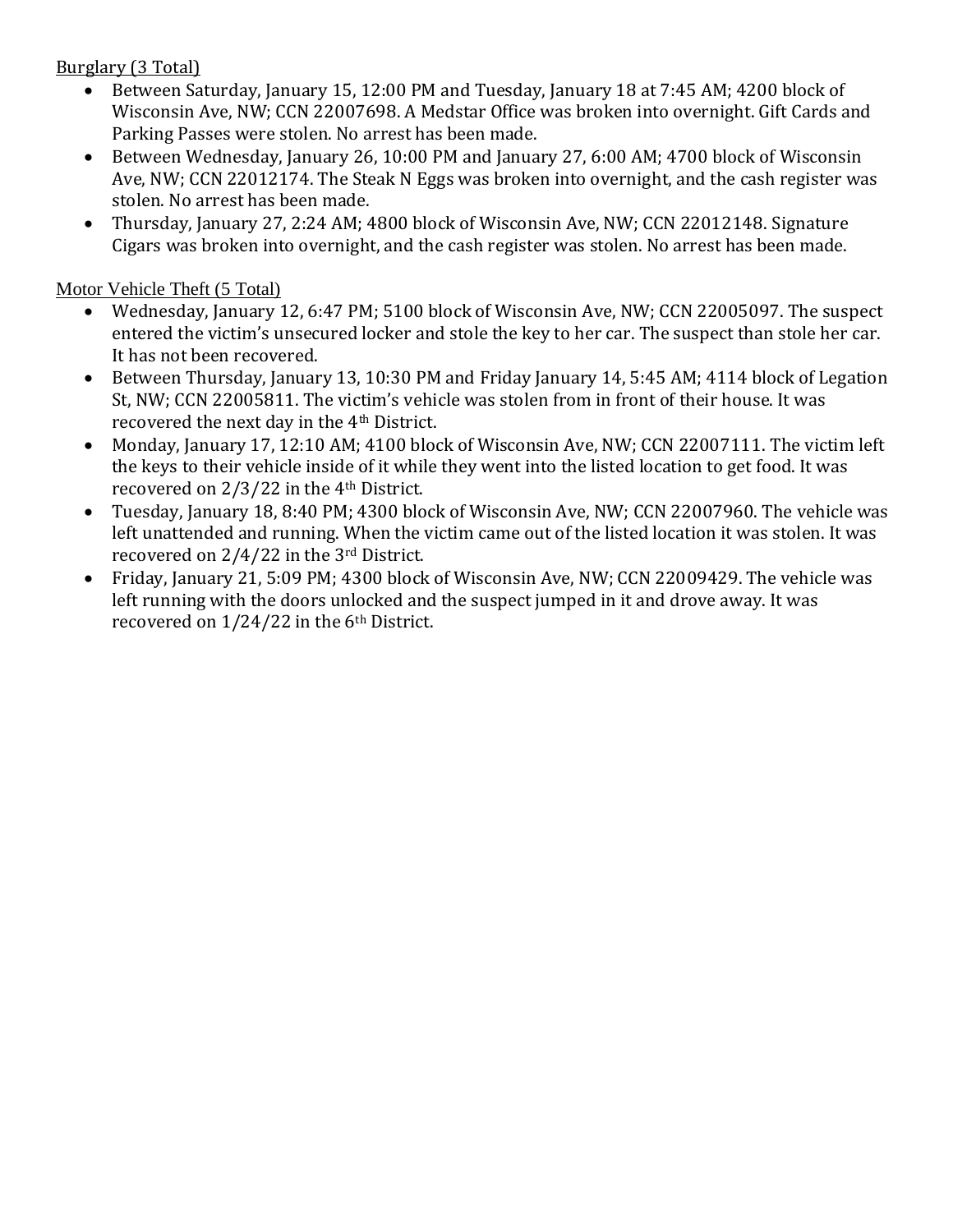Burglary (3 Total)

- Between Saturday, January 15, 12:00 PM and Tuesday, January 18 at 7:45 AM; 4200 block of Wisconsin Ave, NW; CCN 22007698. A Medstar Office was broken into overnight. Gift Cards and Parking Passes were stolen. No arrest has been made.
- Between Wednesday, January 26, 10:00 PM and January 27, 6:00 AM; 4700 block of Wisconsin Ave, NW; CCN 22012174. The Steak N Eggs was broken into overnight, and the cash register was stolen. No arrest has been made.
- Thursday, January 27, 2:24 AM; 4800 block of Wisconsin Ave, NW; CCN 22012148. Signature Cigars was broken into overnight, and the cash register was stolen. No arrest has been made.

Motor Vehicle Theft (5 Total)

- Wednesday, January 12, 6:47 PM; 5100 block of Wisconsin Ave, NW; CCN 22005097. The suspect entered the victim's unsecured locker and stole the key to her car. The suspect than stole her car. It has not been recovered.
- Between Thursday, January 13, 10:30 PM and Friday January 14, 5:45 AM; 4114 block of Legation St, NW; CCN 22005811. The victim's vehicle was stolen from in front of their house. It was recovered the next day in the 4th District.
- Monday, January 17, 12:10 AM; 4100 block of Wisconsin Ave, NW; CCN 22007111. The victim left the keys to their vehicle inside of it while they went into the listed location to get food. It was recovered on 2/3/22 in the 4th District.
- Tuesday, January 18, 8:40 PM; 4300 block of Wisconsin Ave, NW; CCN 22007960. The vehicle was left unattended and running. When the victim came out of the listed location it was stolen. It was recovered on 2/4/22 in the 3rd District.
- Friday, January 21, 5:09 PM; 4300 block of Wisconsin Ave, NW; CCN 22009429. The vehicle was left running with the doors unlocked and the suspect jumped in it and drove away. It was recovered on 1/24/22 in the 6th District.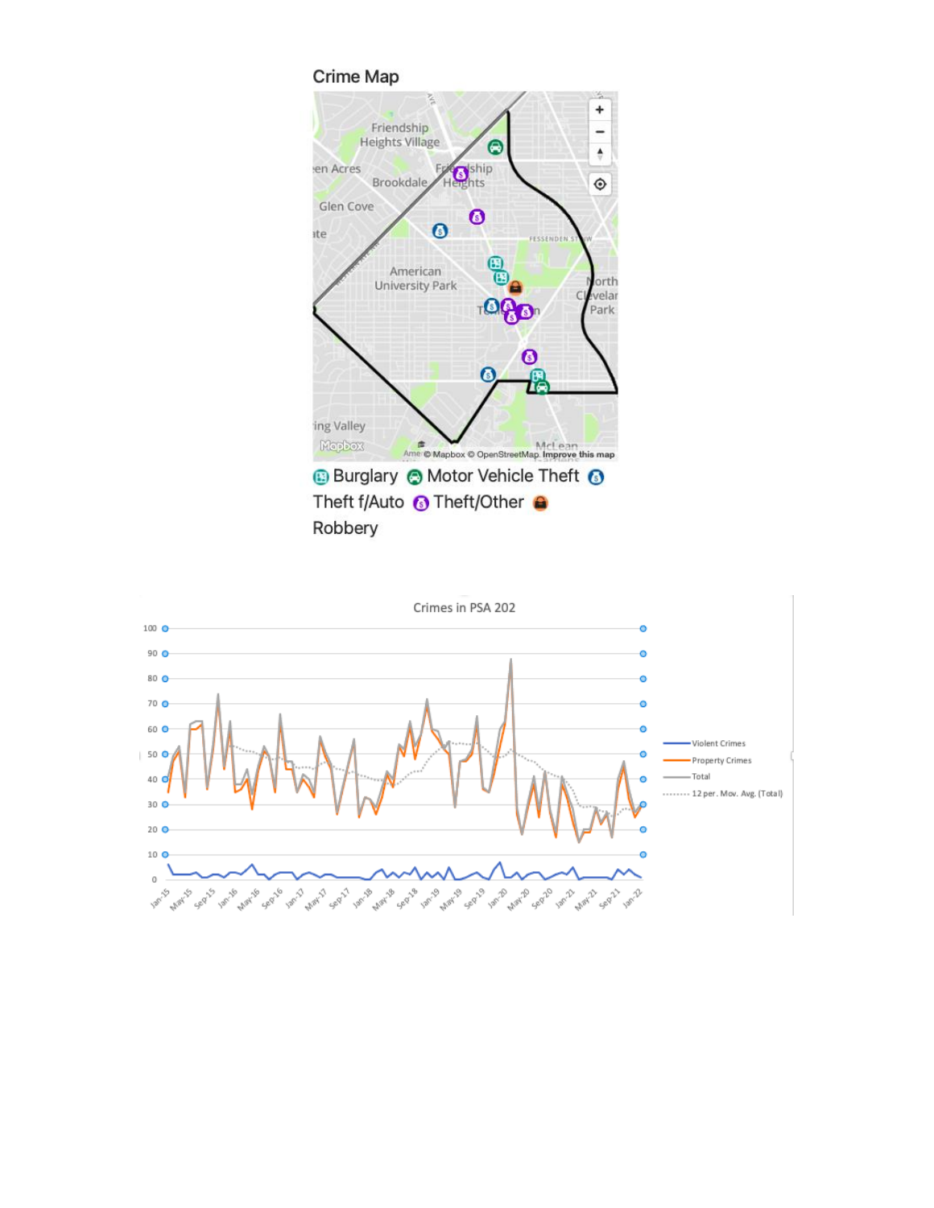## Crime Map

Friendship Heights Village

Friendship Heights

Brookdale

Glen Cove

American University Park

North Cleveland Park

FESSENDEN ST NW

ing Valley

McLean

© Mapbox © OpenStreetMap Improve this map

Burglary Motor Vehicle Theft Theft f/Auto Theft/Other Robbery

Crimes in PSA 202

100
90
80
70
60
50
40
30
20
10
0

Jan-15 May-15 Sep-15 Jan-16 May-16 Sep-16 Jan-17 May-17 Sep-17 Jan-18 May-18 Sep-18 Jan-19 May-19 Sep-19 Jan-20 May-20 Sep-20 Jan-21 May-21 Sep-21 Jan-22

Violent Crimes

Property Crimes

Total

12 per. Mov. Avg. (Total)